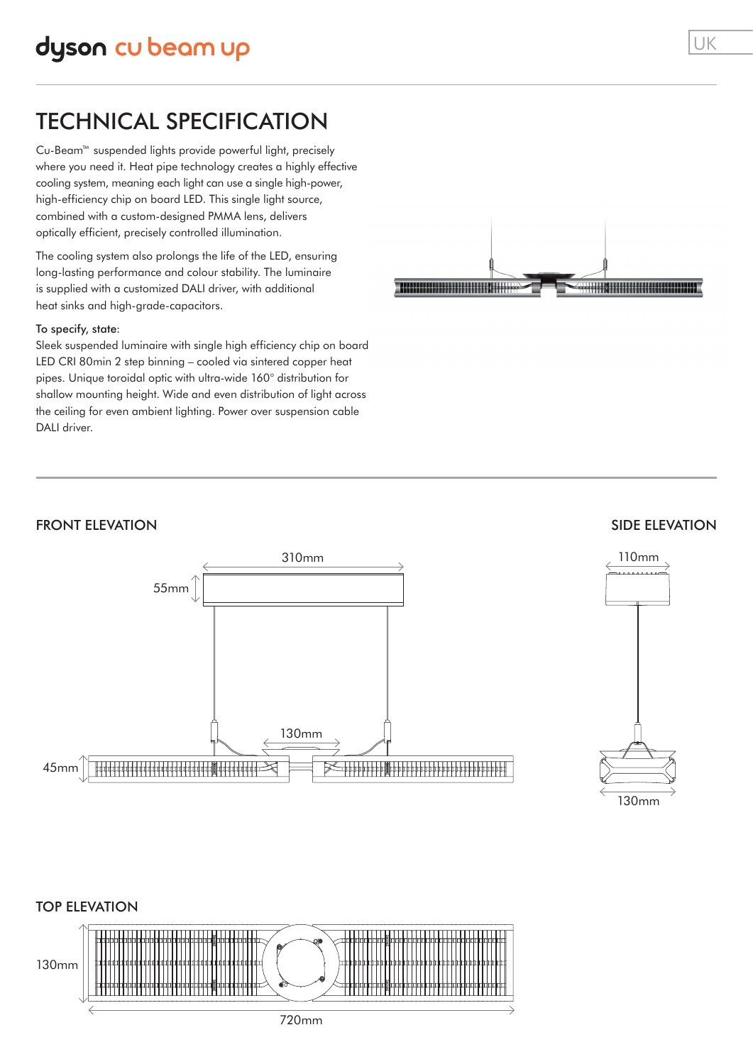dyson cu beam up

UK

# TECHNICAL SPECIFICATION

Cu-Beam™ suspended lights provide powerful light, precisely where you need it. Heat pipe technology creates a highly effective cooling system, meaning each light can use a single high-power, high-efficiency chip on board LED. This single light source, combined with a custom-designed PMMA lens, delivers optically efficient, precisely controlled illumination.

The cooling system also prolongs the life of the LED, ensuring long-lasting performance and colour stability. The luminaire is supplied with a customized DALI driver, with additional heat sinks and high-grade-capacitors.

To specify, state:
Sleek suspended luminaire with single high efficiency chip on board LED CRI 80min 2 step binning – cooled via sintered copper heat pipes. Unique toroidal optic with ultra-wide 160° distribution for shallow mounting height. Wide and even distribution of light across the ceiling for even ambient lighting. Power over suspension cable DALI driver.

## FRONT ELEVATION

310mm

55mm

130mm

45mm

## SIDE ELEVATION

110mm

130mm

## TOP ELEVATION

130mm

720mm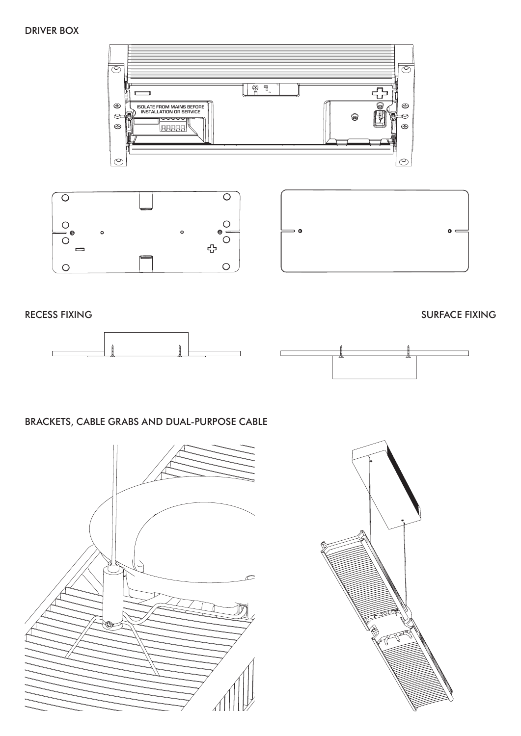## DRIVER BOX

ISOLATE FROM MAINS BEFORE INSTALLATION OR SERVICE

## RECESS FIXING

## SURFACE FIXING

## BRACKETS, CABLE GRABS AND DUAL-PURPOSE CABLE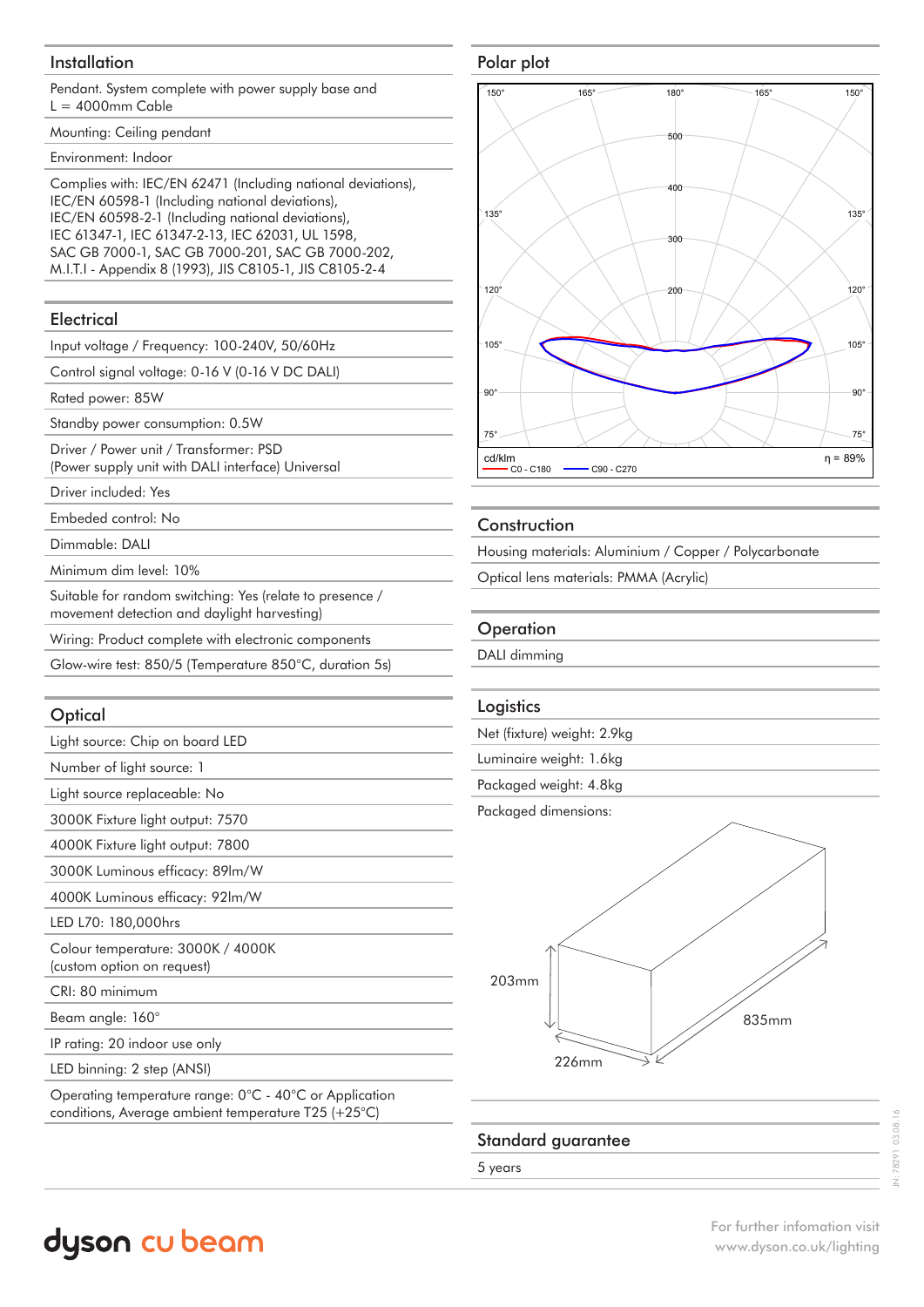## Installation

Pendant. System complete with power supply base and L = 4000mm Cable

Mounting: Ceiling pendant

Environment: Indoor

Complies with: IEC/EN 62471 (Including national deviations), IEC/EN 60598-1 (Including national deviations), IEC/EN 60598-2-1 (Including national deviations), IEC 61347-1, IEC 61347-2-13, IEC 62031, UL 1598, SAC GB 7000-1, SAC GB 7000-201, SAC GB 7000-202, M.I.T.I - Appendix 8 (1993), JIS C8105-1, JIS C8105-2-4

## Electrical

Input voltage / Frequency: 100-240V, 50/60Hz

Control signal voltage: 0-16 V (0-16 V DC DALI)

Rated power: 85W

Standby power consumption: 0.5W

Driver / Power unit / Transformer: PSD (Power supply unit with DALI interface) Universal

Driver included: Yes

Embeded control: No

Dimmable: DALI

Minimum dim level: 10%

Suitable for random switching: Yes (relate to presence / movement detection and daylight harvesting)

Wiring: Product complete with electronic components

Glow-wire test: 850/5 (Temperature 850°C, duration 5s)

## Optical

Light source: Chip on board LED

Number of light source: 1

Light source replaceable: No

3000K Fixture light output: 7570

4000K Fixture light output: 7800

3000K Luminous efficacy: 89lm/W

4000K Luminous efficacy: 92lm/W

LED L70: 180,000hrs

Colour temperature: 3000K / 4000K (custom option on request)

CRI: 80 minimum

Beam angle: 160°

IP rating: 20 indoor use only

LED binning: 2 step (ANSI)

Operating temperature range: 0°C - 40°C or Application conditions, Average ambient temperature T25 (+25°C)

## Polar plot

150° 165° 180° 165° 150°
135° 135°
120° 120°
105° 105°
90° 90°
75° 75°
500
400
300
200
cd/klm
C0 - C180
C90 - C270
η = 89%

## Construction

Housing materials: Aluminium / Copper / Polycarbonate

Optical lens materials: PMMA (Acrylic)

## Operation

DALI dimming

## Logistics

Net (fixture) weight: 2.9kg

Luminaire weight: 1.6kg

Packaged weight: 4.8kg

Packaged dimensions:

203mm
835mm
226mm

## Standard guarantee

5 years

**dyson cu beam**

For further infomation visit www.dyson.co.uk/lighting

JN: 78291 03.08.16